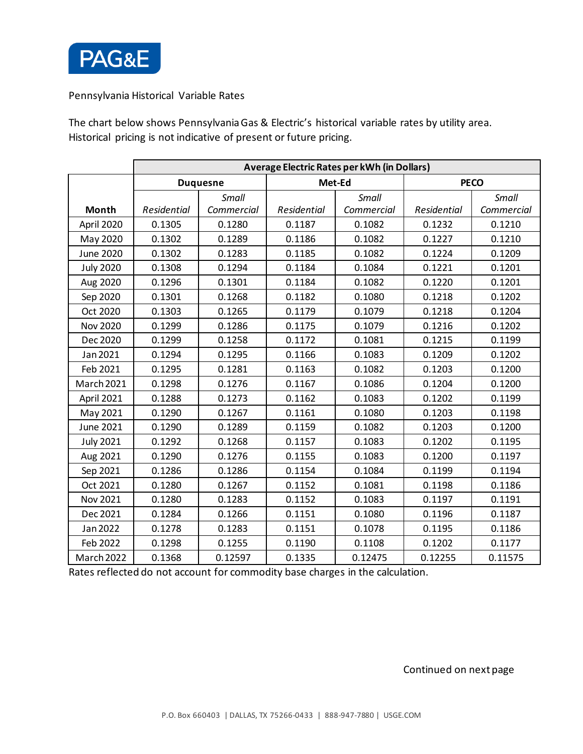PAG&E

Pennsylvania Historical Variable Rates

The chart below shows Pennsylvania Gas & Electric's historical variable rates by utility area. Historical pricing is not indicative of present or future pricing.

| | Average Electric Rates per kWh (in Dollars) | | | | | |
|---|---|---|---|---|---|---|
| | **Duquesne** | | **Met-Ed** | | **PECO** | |
| **Month** | *Residential* | *Small Commercial* | *Residential* | *Small Commercial* | *Residential* | *Small Commercial* |
| April 2020 | 0.1305 | 0.1280 | 0.1187 | 0.1082 | 0.1232 | 0.1210 |
| May 2020 | 0.1302 | 0.1289 | 0.1186 | 0.1082 | 0.1227 | 0.1210 |
| June 2020 | 0.1302 | 0.1283 | 0.1185 | 0.1082 | 0.1224 | 0.1209 |
| July 2020 | 0.1308 | 0.1294 | 0.1184 | 0.1084 | 0.1221 | 0.1201 |
| Aug 2020 | 0.1296 | 0.1301 | 0.1184 | 0.1082 | 0.1220 | 0.1201 |
| Sep 2020 | 0.1301 | 0.1268 | 0.1182 | 0.1080 | 0.1218 | 0.1202 |
| Oct 2020 | 0.1303 | 0.1265 | 0.1179 | 0.1079 | 0.1218 | 0.1204 |
| Nov 2020 | 0.1299 | 0.1286 | 0.1175 | 0.1079 | 0.1216 | 0.1202 |
| Dec 2020 | 0.1299 | 0.1258 | 0.1172 | 0.1081 | 0.1215 | 0.1199 |
| Jan 2021 | 0.1294 | 0.1295 | 0.1166 | 0.1083 | 0.1209 | 0.1202 |
| Feb 2021 | 0.1295 | 0.1281 | 0.1163 | 0.1082 | 0.1203 | 0.1200 |
| March 2021 | 0.1298 | 0.1276 | 0.1167 | 0.1086 | 0.1204 | 0.1200 |
| April 2021 | 0.1288 | 0.1273 | 0.1162 | 0.1083 | 0.1202 | 0.1199 |
| May 2021 | 0.1290 | 0.1267 | 0.1161 | 0.1080 | 0.1203 | 0.1198 |
| June 2021 | 0.1290 | 0.1289 | 0.1159 | 0.1082 | 0.1203 | 0.1200 |
| July 2021 | 0.1292 | 0.1268 | 0.1157 | 0.1083 | 0.1202 | 0.1195 |
| Aug 2021 | 0.1290 | 0.1276 | 0.1155 | 0.1083 | 0.1200 | 0.1197 |
| Sep 2021 | 0.1286 | 0.1286 | 0.1154 | 0.1084 | 0.1199 | 0.1194 |
| Oct 2021 | 0.1280 | 0.1267 | 0.1152 | 0.1081 | 0.1198 | 0.1186 |
| Nov 2021 | 0.1280 | 0.1283 | 0.1152 | 0.1083 | 0.1197 | 0.1191 |
| Dec 2021 | 0.1284 | 0.1266 | 0.1151 | 0.1080 | 0.1196 | 0.1187 |
| Jan 2022 | 0.1278 | 0.1283 | 0.1151 | 0.1078 | 0.1195 | 0.1186 |
| Feb 2022 | 0.1298 | 0.1255 | 0.1190 | 0.1108 | 0.1202 | 0.1177 |
| March 2022 | 0.1368 | 0.12597 | 0.1335 | 0.12475 | 0.12255 | 0.11575 |

Rates reflected do not account for commodity base charges in the calculation.

Continued on next page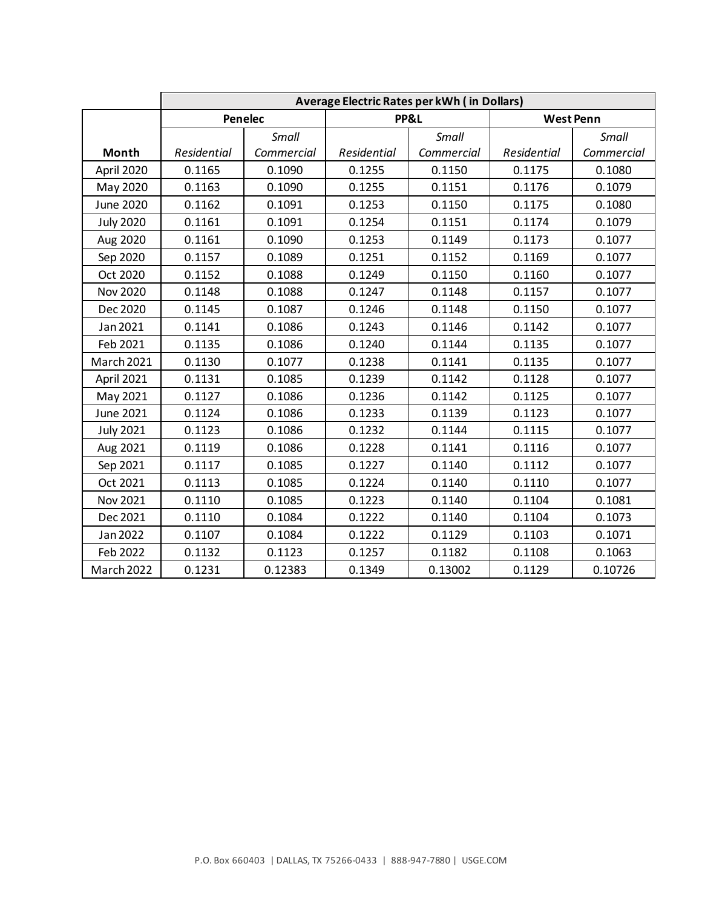| | Average Electric Rates per kWh ( in Dollars) | | | | | |
|---|---|---|---|---|---|---|
| | Penelec | | PP&L | | West Penn | |
| Month | *Residential* | *Small Commercial* | *Residential* | *Small Commercial* | *Residential* | *Small Commercial* |
| April 2020 | 0.1165 | 0.1090 | 0.1255 | 0.1150 | 0.1175 | 0.1080 |
| May 2020 | 0.1163 | 0.1090 | 0.1255 | 0.1151 | 0.1176 | 0.1079 |
| June 2020 | 0.1162 | 0.1091 | 0.1253 | 0.1150 | 0.1175 | 0.1080 |
| July 2020 | 0.1161 | 0.1091 | 0.1254 | 0.1151 | 0.1174 | 0.1079 |
| Aug 2020 | 0.1161 | 0.1090 | 0.1253 | 0.1149 | 0.1173 | 0.1077 |
| Sep 2020 | 0.1157 | 0.1089 | 0.1251 | 0.1152 | 0.1169 | 0.1077 |
| Oct 2020 | 0.1152 | 0.1088 | 0.1249 | 0.1150 | 0.1160 | 0.1077 |
| Nov 2020 | 0.1148 | 0.1088 | 0.1247 | 0.1148 | 0.1157 | 0.1077 |
| Dec 2020 | 0.1145 | 0.1087 | 0.1246 | 0.1148 | 0.1150 | 0.1077 |
| Jan 2021 | 0.1141 | 0.1086 | 0.1243 | 0.1146 | 0.1142 | 0.1077 |
| Feb 2021 | 0.1135 | 0.1086 | 0.1240 | 0.1144 | 0.1135 | 0.1077 |
| March 2021 | 0.1130 | 0.1077 | 0.1238 | 0.1141 | 0.1135 | 0.1077 |
| April 2021 | 0.1131 | 0.1085 | 0.1239 | 0.1142 | 0.1128 | 0.1077 |
| May 2021 | 0.1127 | 0.1086 | 0.1236 | 0.1142 | 0.1125 | 0.1077 |
| June 2021 | 0.1124 | 0.1086 | 0.1233 | 0.1139 | 0.1123 | 0.1077 |
| July 2021 | 0.1123 | 0.1086 | 0.1232 | 0.1144 | 0.1115 | 0.1077 |
| Aug 2021 | 0.1119 | 0.1086 | 0.1228 | 0.1141 | 0.1116 | 0.1077 |
| Sep 2021 | 0.1117 | 0.1085 | 0.1227 | 0.1140 | 0.1112 | 0.1077 |
| Oct 2021 | 0.1113 | 0.1085 | 0.1224 | 0.1140 | 0.1110 | 0.1077 |
| Nov 2021 | 0.1110 | 0.1085 | 0.1223 | 0.1140 | 0.1104 | 0.1081 |
| Dec 2021 | 0.1110 | 0.1084 | 0.1222 | 0.1140 | 0.1104 | 0.1073 |
| Jan 2022 | 0.1107 | 0.1084 | 0.1222 | 0.1129 | 0.1103 | 0.1071 |
| Feb 2022 | 0.1132 | 0.1123 | 0.1257 | 0.1182 | 0.1108 | 0.1063 |
| March 2022 | 0.1231 | 0.12383 | 0.1349 | 0.13002 | 0.1129 | 0.10726 |

P.O. Box 660403 | DALLAS, TX 75266-0433 | 888-947-7880 | USGE.COM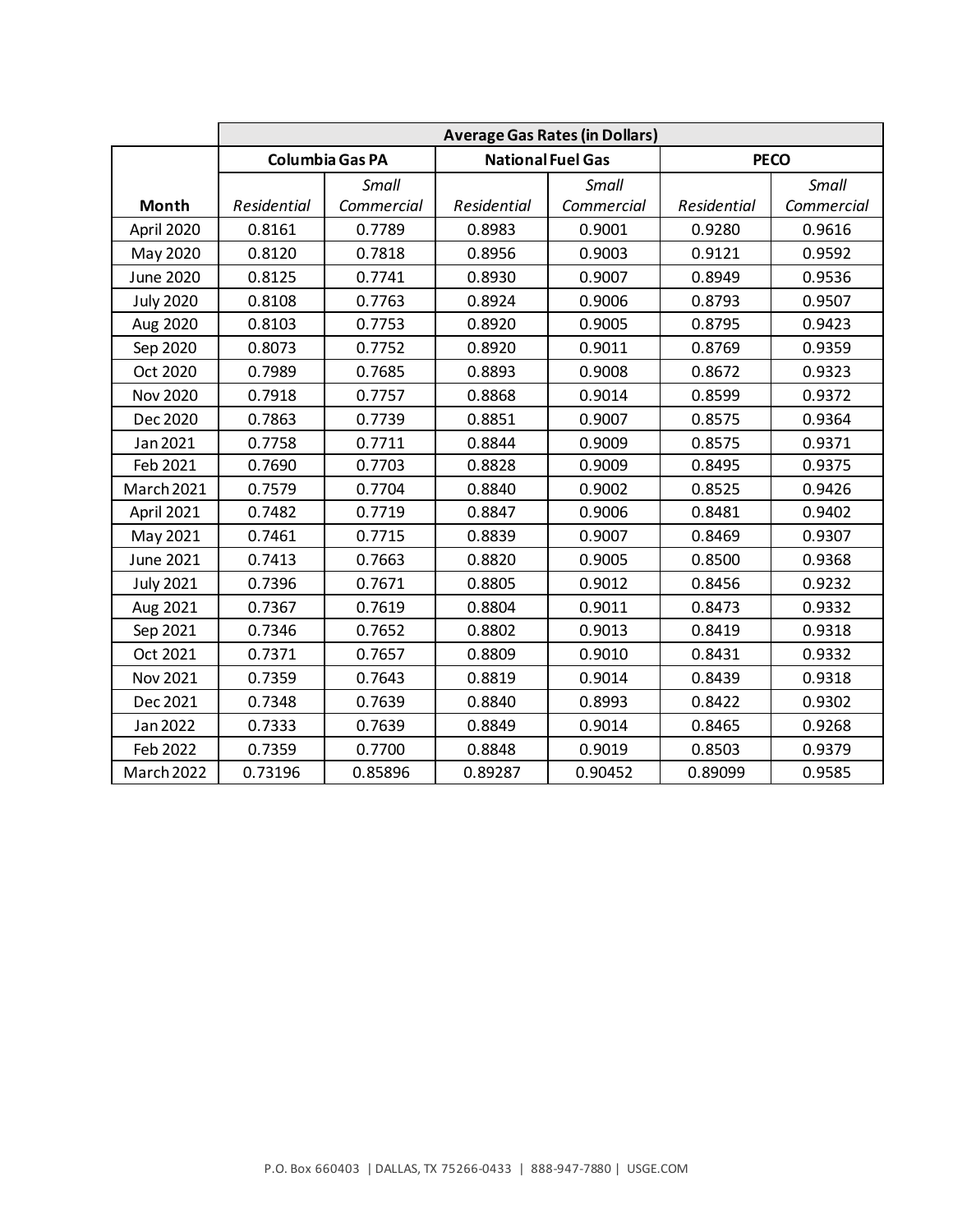| | Average Gas Rates (in Dollars) | | | | | |
|---|---|---|---|---|---|---|
| | **Columbia Gas PA** | | **National Fuel Gas** | | **PECO** | |
| **Month** | *Residential* | *Small Commercial* | *Residential* | *Small Commercial* | *Residential* | *Small Commercial* |
| April 2020 | 0.8161 | 0.7789 | 0.8983 | 0.9001 | 0.9280 | 0.9616 |
| May 2020 | 0.8120 | 0.7818 | 0.8956 | 0.9003 | 0.9121 | 0.9592 |
| June 2020 | 0.8125 | 0.7741 | 0.8930 | 0.9007 | 0.8949 | 0.9536 |
| July 2020 | 0.8108 | 0.7763 | 0.8924 | 0.9006 | 0.8793 | 0.9507 |
| Aug 2020 | 0.8103 | 0.7753 | 0.8920 | 0.9005 | 0.8795 | 0.9423 |
| Sep 2020 | 0.8073 | 0.7752 | 0.8920 | 0.9011 | 0.8769 | 0.9359 |
| Oct 2020 | 0.7989 | 0.7685 | 0.8893 | 0.9008 | 0.8672 | 0.9323 |
| Nov 2020 | 0.7918 | 0.7757 | 0.8868 | 0.9014 | 0.8599 | 0.9372 |
| Dec 2020 | 0.7863 | 0.7739 | 0.8851 | 0.9007 | 0.8575 | 0.9364 |
| Jan 2021 | 0.7758 | 0.7711 | 0.8844 | 0.9009 | 0.8575 | 0.9371 |
| Feb 2021 | 0.7690 | 0.7703 | 0.8828 | 0.9009 | 0.8495 | 0.9375 |
| March 2021 | 0.7579 | 0.7704 | 0.8840 | 0.9002 | 0.8525 | 0.9426 |
| April 2021 | 0.7482 | 0.7719 | 0.8847 | 0.9006 | 0.8481 | 0.9402 |
| May 2021 | 0.7461 | 0.7715 | 0.8839 | 0.9007 | 0.8469 | 0.9307 |
| June 2021 | 0.7413 | 0.7663 | 0.8820 | 0.9005 | 0.8500 | 0.9368 |
| July 2021 | 0.7396 | 0.7671 | 0.8805 | 0.9012 | 0.8456 | 0.9232 |
| Aug 2021 | 0.7367 | 0.7619 | 0.8804 | 0.9011 | 0.8473 | 0.9332 |
| Sep 2021 | 0.7346 | 0.7652 | 0.8802 | 0.9013 | 0.8419 | 0.9318 |
| Oct 2021 | 0.7371 | 0.7657 | 0.8809 | 0.9010 | 0.8431 | 0.9332 |
| Nov 2021 | 0.7359 | 0.7643 | 0.8819 | 0.9014 | 0.8439 | 0.9318 |
| Dec 2021 | 0.7348 | 0.7639 | 0.8840 | 0.8993 | 0.8422 | 0.9302 |
| Jan 2022 | 0.7333 | 0.7639 | 0.8849 | 0.9014 | 0.8465 | 0.9268 |
| Feb 2022 | 0.7359 | 0.7700 | 0.8848 | 0.9019 | 0.8503 | 0.9379 |
| March 2022 | 0.73196 | 0.85896 | 0.89287 | 0.90452 | 0.89099 | 0.9585 |

P.O. Box 660403 | DALLAS, TX 75266-0433 | 888-947-7880 | USGE.COM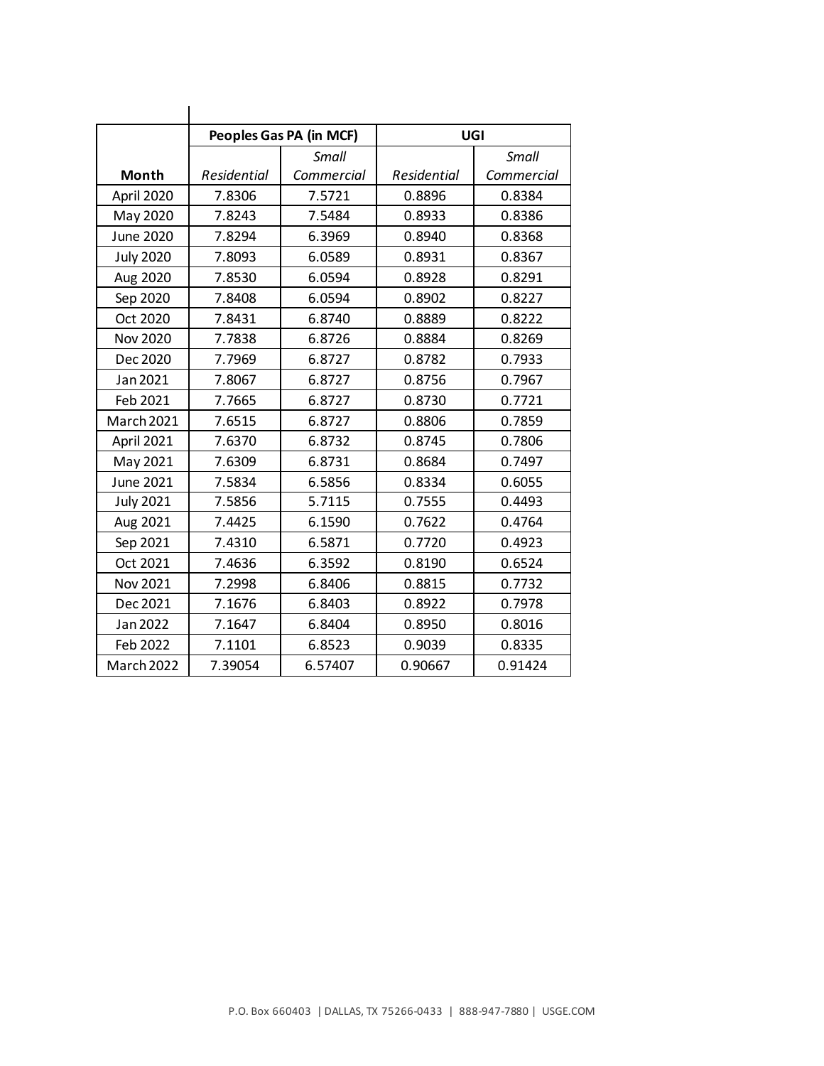| | Peoples Gas PA (in MCF) | | UGI | |
|---|---|---|---|---|
| **Month** | *Residential* | *Small Commercial* | *Residential* | *Small Commercial* |
| April 2020 | 7.8306 | 7.5721 | 0.8896 | 0.8384 |
| May 2020 | 7.8243 | 7.5484 | 0.8933 | 0.8386 |
| June 2020 | 7.8294 | 6.3969 | 0.8940 | 0.8368 |
| July 2020 | 7.8093 | 6.0589 | 0.8931 | 0.8367 |
| Aug 2020 | 7.8530 | 6.0594 | 0.8928 | 0.8291 |
| Sep 2020 | 7.8408 | 6.0594 | 0.8902 | 0.8227 |
| Oct 2020 | 7.8431 | 6.8740 | 0.8889 | 0.8222 |
| Nov 2020 | 7.7838 | 6.8726 | 0.8884 | 0.8269 |
| Dec 2020 | 7.7969 | 6.8727 | 0.8782 | 0.7933 |
| Jan 2021 | 7.8067 | 6.8727 | 0.8756 | 0.7967 |
| Feb 2021 | 7.7665 | 6.8727 | 0.8730 | 0.7721 |
| March 2021 | 7.6515 | 6.8727 | 0.8806 | 0.7859 |
| April 2021 | 7.6370 | 6.8732 | 0.8745 | 0.7806 |
| May 2021 | 7.6309 | 6.8731 | 0.8684 | 0.7497 |
| June 2021 | 7.5834 | 6.5856 | 0.8334 | 0.6055 |
| July 2021 | 7.5856 | 5.7115 | 0.7555 | 0.4493 |
| Aug 2021 | 7.4425 | 6.1590 | 0.7622 | 0.4764 |
| Sep 2021 | 7.4310 | 6.5871 | 0.7720 | 0.4923 |
| Oct 2021 | 7.4636 | 6.3592 | 0.8190 | 0.6524 |
| Nov 2021 | 7.2998 | 6.8406 | 0.8815 | 0.7732 |
| Dec 2021 | 7.1676 | 6.8403 | 0.8922 | 0.7978 |
| Jan 2022 | 7.1647 | 6.8404 | 0.8950 | 0.8016 |
| Feb 2022 | 7.1101 | 6.8523 | 0.9039 | 0.8335 |
| March 2022 | 7.39054 | 6.57407 | 0.90667 | 0.91424 |

P.O. Box 660403 | DALLAS, TX 75266-0433 | 888-947-7880 | USGE.COM